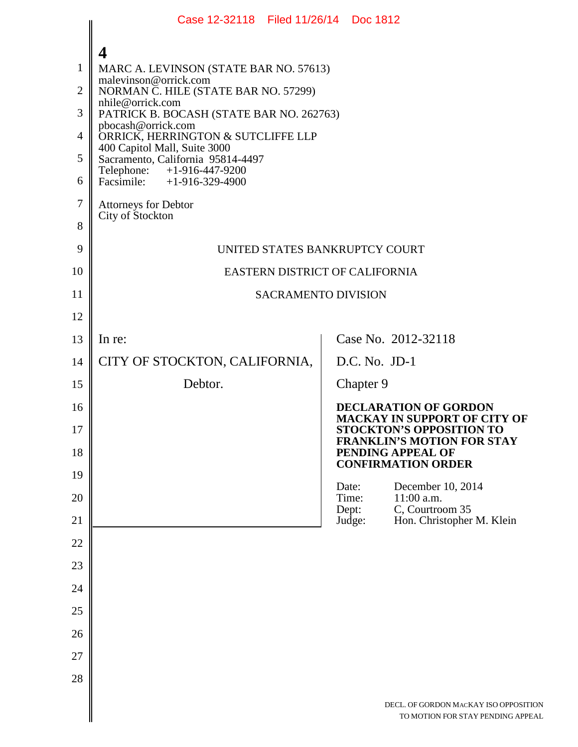**4**

MARC A. LEVINSON (STATE BAR NO. 57613)
malevinson@orrick.com
NORMAN C. HILE (STATE BAR NO. 57299)
nhile@orrick.com
PATRICK B. BOCASH (STATE BAR NO. 262763)
pbocash@orrick.com
ORRICK, HERRINGTON & SUTCLIFFE LLP
400 Capitol Mall, Suite 3000
Sacramento, California 95814-4497
Telephone: +1-916-447-9200
Facsimile: +1-916-329-4900

Attorneys for Debtor
City of Stockton

UNITED STATES BANKRUPTCY COURT

EASTERN DISTRICT OF CALIFORNIA

SACRAMENTO DIVISION

| | |
|---|---|
| In re:<br><br>CITY OF STOCKTON, CALIFORNIA,<br><br>Debtor. | Case No. 2012-32118<br><br>D.C. No. JD-1<br><br>Chapter 9<br><br>**DECLARATION OF GORDON MACKAY IN SUPPORT OF CITY OF STOCKTON'S OPPOSITION TO FRANKLIN'S MOTION FOR STAY PENDING APPEAL OF CONFIRMATION ORDER**<br><br>Date: December 10, 2014<br>Time: 11:00 a.m.<br>Dept: C, Courtroom 35<br>Judge: Hon. Christopher M. Klein |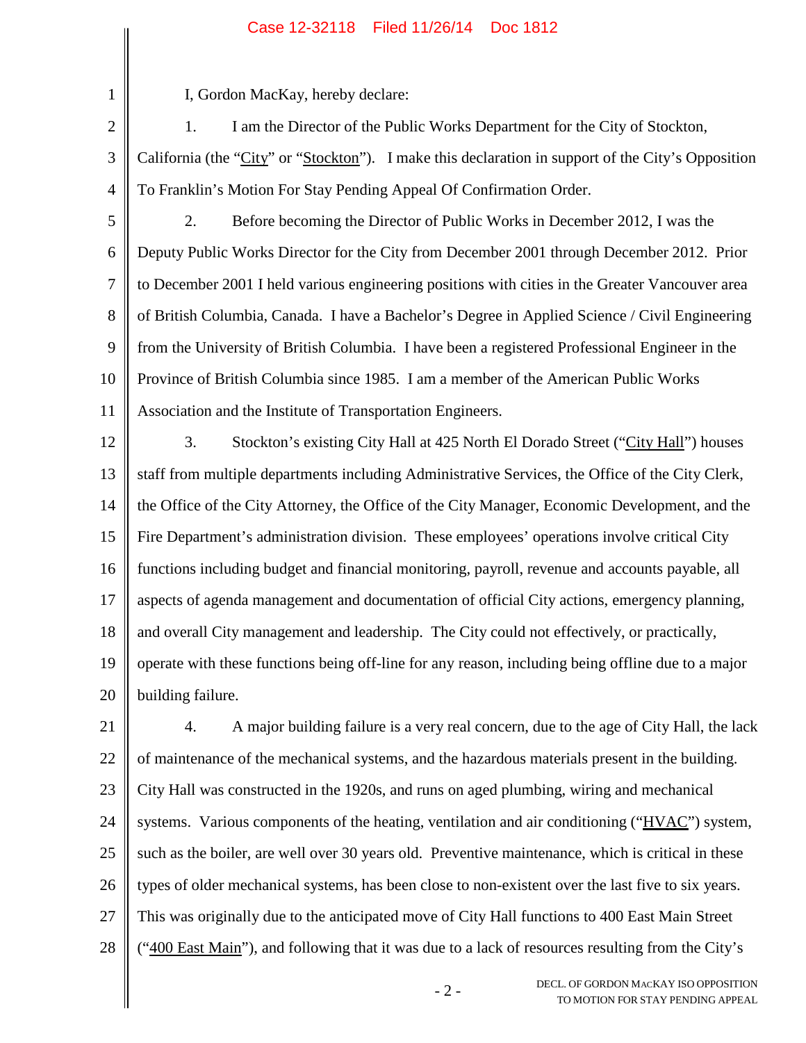I, Gordon MacKay, hereby declare:

1. I am the Director of the Public Works Department for the City of Stockton, California (the "City" or "Stockton"). I make this declaration in support of the City's Opposition To Franklin's Motion For Stay Pending Appeal Of Confirmation Order.

2. Before becoming the Director of Public Works in December 2012, I was the Deputy Public Works Director for the City from December 2001 through December 2012. Prior to December 2001 I held various engineering positions with cities in the Greater Vancouver area of British Columbia, Canada. I have a Bachelor's Degree in Applied Science / Civil Engineering from the University of British Columbia. I have been a registered Professional Engineer in the Province of British Columbia since 1985. I am a member of the American Public Works Association and the Institute of Transportation Engineers.

3. Stockton's existing City Hall at 425 North El Dorado Street ("City Hall") houses staff from multiple departments including Administrative Services, the Office of the City Clerk, the Office of the City Attorney, the Office of the City Manager, Economic Development, and the Fire Department's administration division. These employees' operations involve critical City functions including budget and financial monitoring, payroll, revenue and accounts payable, all aspects of agenda management and documentation of official City actions, emergency planning, and overall City management and leadership. The City could not effectively, or practically, operate with these functions being off-line for any reason, including being offline due to a major building failure.

4. A major building failure is a very real concern, due to the age of City Hall, the lack of maintenance of the mechanical systems, and the hazardous materials present in the building. City Hall was constructed in the 1920s, and runs on aged plumbing, wiring and mechanical systems. Various components of the heating, ventilation and air conditioning ("HVAC") system, such as the boiler, are well over 30 years old. Preventive maintenance, which is critical in these types of older mechanical systems, has been close to non-existent over the last five to six years. This was originally due to the anticipated move of City Hall functions to 400 East Main Street ("400 East Main"), and following that it was due to a lack of resources resulting from the City's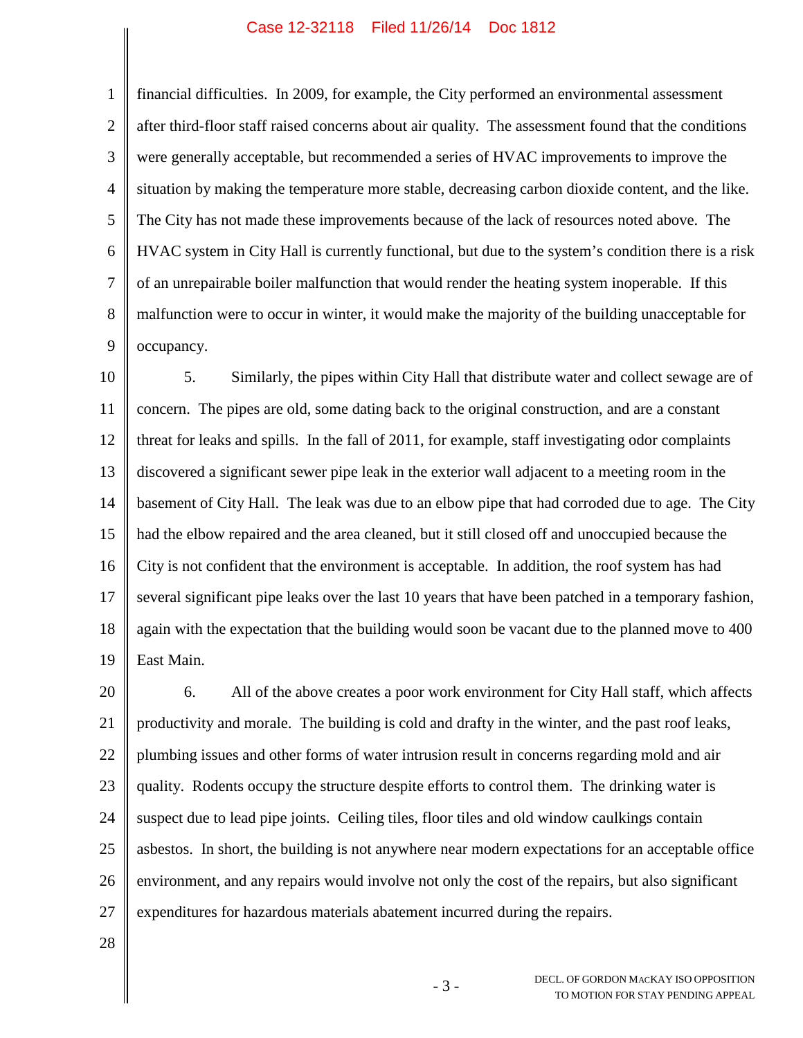financial difficulties. In 2009, for example, the City performed an environmental assessment after third-floor staff raised concerns about air quality. The assessment found that the conditions were generally acceptable, but recommended a series of HVAC improvements to improve the situation by making the temperature more stable, decreasing carbon dioxide content, and the like. The City has not made these improvements because of the lack of resources noted above. The HVAC system in City Hall is currently functional, but due to the system's condition there is a risk of an unrepairable boiler malfunction that would render the heating system inoperable. If this malfunction were to occur in winter, it would make the majority of the building unacceptable for occupancy.

5. Similarly, the pipes within City Hall that distribute water and collect sewage are of concern. The pipes are old, some dating back to the original construction, and are a constant threat for leaks and spills. In the fall of 2011, for example, staff investigating odor complaints discovered a significant sewer pipe leak in the exterior wall adjacent to a meeting room in the basement of City Hall. The leak was due to an elbow pipe that had corroded due to age. The City had the elbow repaired and the area cleaned, but it still closed off and unoccupied because the City is not confident that the environment is acceptable. In addition, the roof system has had several significant pipe leaks over the last 10 years that have been patched in a temporary fashion, again with the expectation that the building would soon be vacant due to the planned move to 400 East Main.

6. All of the above creates a poor work environment for City Hall staff, which affects productivity and morale. The building is cold and drafty in the winter, and the past roof leaks, plumbing issues and other forms of water intrusion result in concerns regarding mold and air quality. Rodents occupy the structure despite efforts to control them. The drinking water is suspect due to lead pipe joints. Ceiling tiles, floor tiles and old window caulkings contain asbestos. In short, the building is not anywhere near modern expectations for an acceptable office environment, and any repairs would involve not only the cost of the repairs, but also significant expenditures for hazardous materials abatement incurred during the repairs.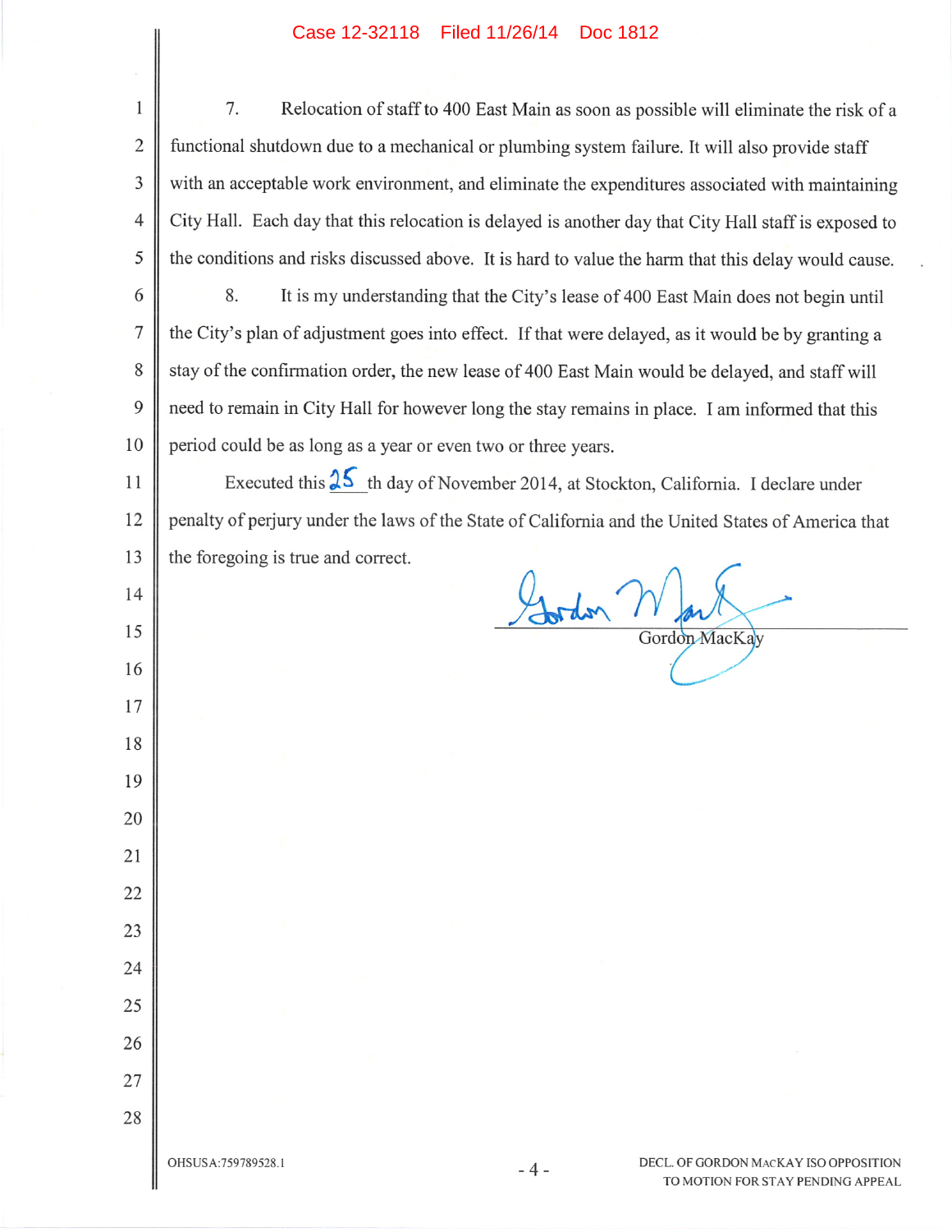7. Relocation of staff to 400 East Main as soon as possible will eliminate the risk of a functional shutdown due to a mechanical or plumbing system failure. It will also provide staff with an acceptable work environment, and eliminate the expenditures associated with maintaining City Hall. Each day that this relocation is delayed is another day that City Hall staff is exposed to the conditions and risks discussed above. It is hard to value the harm that this delay would cause.

8. It is my understanding that the City's lease of 400 East Main does not begin until the City's plan of adjustment goes into effect. If that were delayed, as it would be by granting a stay of the confirmation order, the new lease of 400 East Main would be delayed, and staff will need to remain in City Hall for however long the stay remains in place. I am informed that this period could be as long as a year or even two or three years.

Executed this 25 th day of November 2014, at Stockton, California. I declare under penalty of perjury under the laws of the State of California and the United States of America that the foregoing is true and correct.

Gordon MacKay

OHSUSA:759789528.1

DECL. OF GORDON MACKAY ISO OPPOSITION TO MOTION FOR STAY PENDING APPEAL